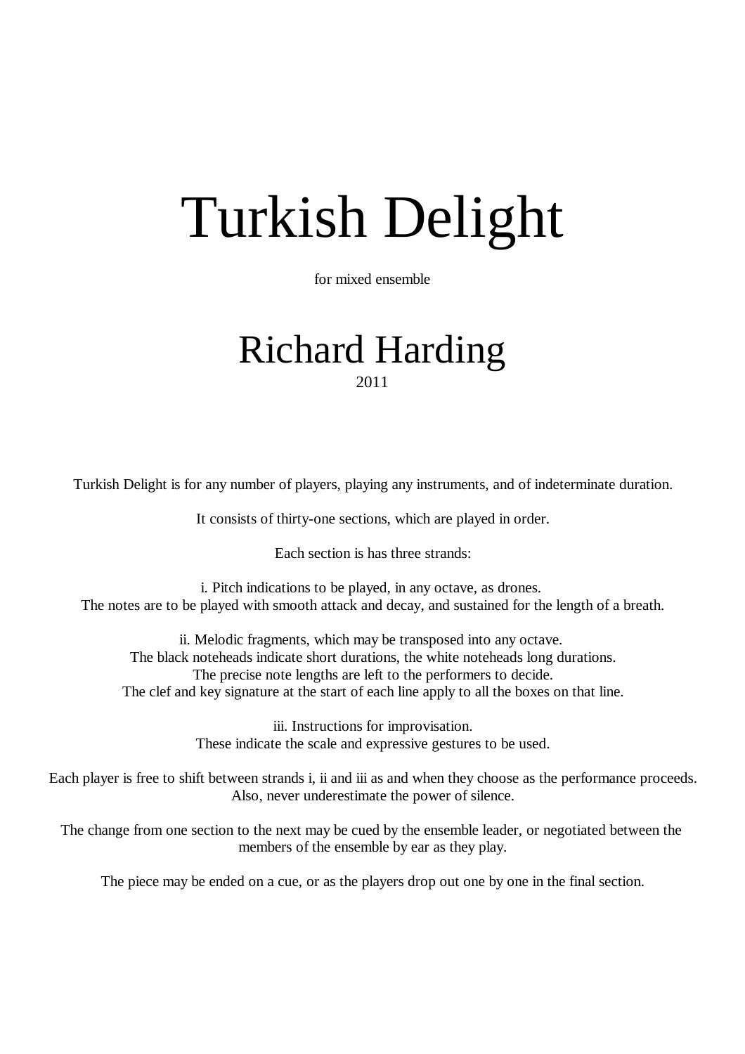# Turkish Delight

for mixed ensemble

## Richard Harding

2011

Turkish Delight is for any number of players, playing any instruments, and of indeterminate duration.

It consists of thirty-one sections, which are played in order.

Each section is has three strands:

i. Pitch indications to be played, in any octave, as drones.
The notes are to be played with smooth attack and decay, and sustained for the length of a breath.

ii. Melodic fragments, which may be transposed into any octave.
The black noteheads indicate short durations, the white noteheads long durations.
The precise note lengths are left to the performers to decide.
The clef and key signature at the start of each line apply to all the boxes on that line.

iii. Instructions for improvisation.
These indicate the scale and expressive gestures to be used.

Each player is free to shift between strands i, ii and iii as and when they choose as the performance proceeds.
Also, never underestimate the power of silence.

The change from one section to the next may be cued by the ensemble leader, or negotiated between the members of the ensemble by ear as they play.

The piece may be ended on a cue, or as the players drop out one by one in the final section.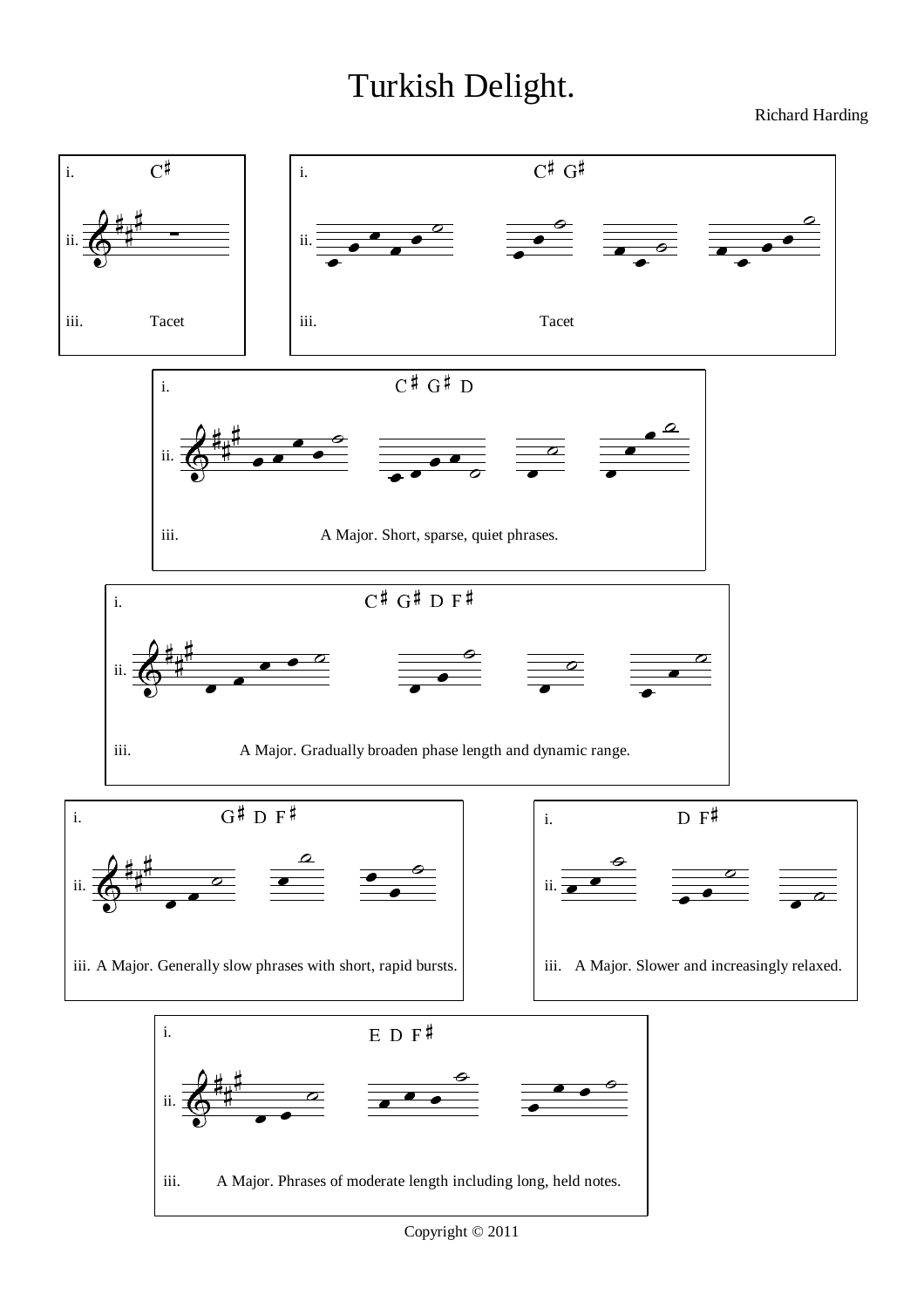# Turkish Delight.

Richard Harding

i. C♯

ii.

iii. Tacet

i. C♯ G♯

ii.

iii. Tacet

i. C♯ G♯ D

ii.

iii. A Major. Short, sparse, quiet phrases.

i. C♯ G♯ D F♯

ii.

iii. A Major. Gradually broaden phase length and dynamic range.

i. G♯ D F♯

ii.

iii. A Major. Generally slow phrases with short, rapid bursts.

i. D F♯

ii.

iii. A Major. Slower and increasingly relaxed.

i. E D F♯

ii.

iii. A Major. Phrases of moderate length including long, held notes.

Copyright © 2011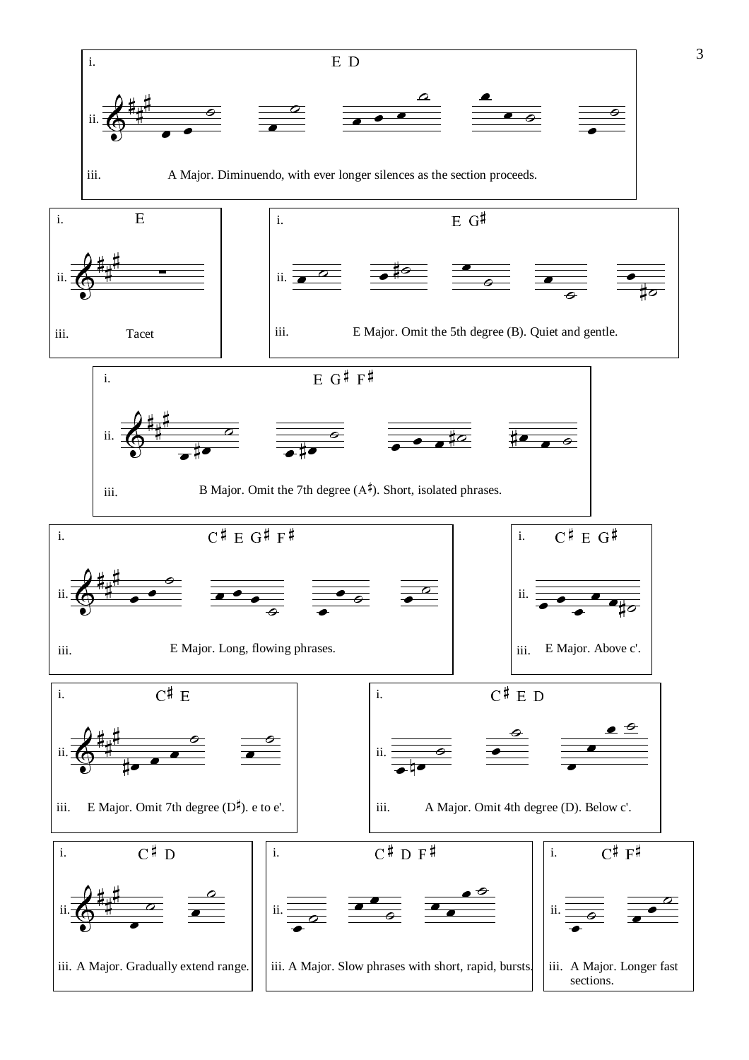i. E D

ii.

iii. A Major. Diminuendo, with ever longer silences as the section proceeds.

i. E

ii.

iii. Tacet

i. E G♯

ii.

iii. E Major. Omit the 5th degree (B). Quiet and gentle.

i. E G♯ F♯

ii.

iii. B Major. Omit the 7th degree (A♯). Short, isolated phrases.

i. C♯ E G♯ F♯

ii.

iii. E Major. Long, flowing phrases.

i. C♯ E G♯

ii.

iii. E Major. Above c'.

i. C♯ E

ii.

iii. E Major. Omit 7th degree (D♯). e to e'.

i. C♯ E D

ii.

iii. A Major. Omit 4th degree (D). Below c'.

i. C♯ D

ii.

iii. A Major. Gradually extend range.

i. C♯ D F♯

ii.

iii. A Major. Slow phrases with short, rapid, bursts.

i. C♯ F♯

ii.

iii. A Major. Longer fast sections.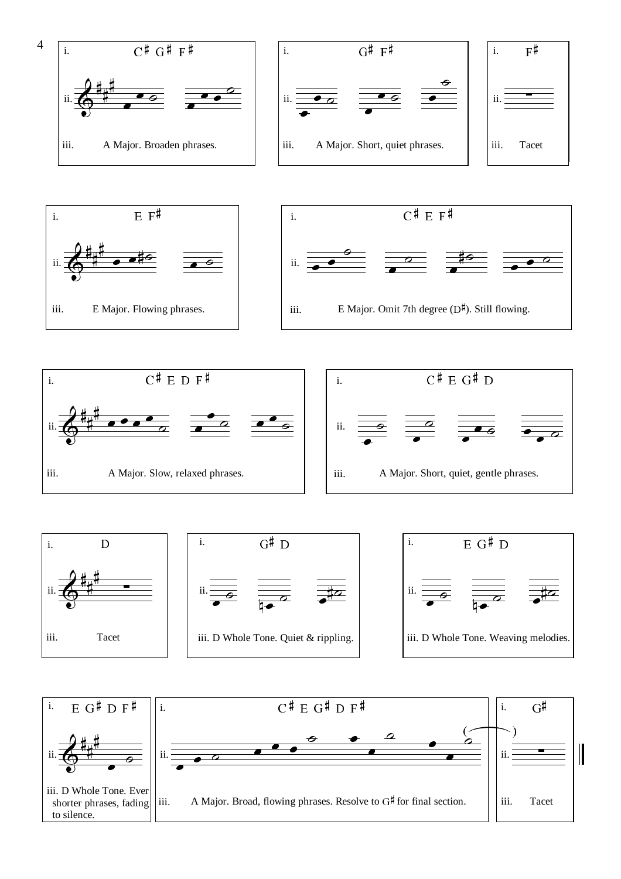i. C♯ G♯ F♯

ii.

iii. A Major. Broaden phrases.

i. G♯ F♯

ii.

iii. A Major. Short, quiet phrases.

i. F♯

ii.

iii. Tacet

i. E F♯

ii.

iii. E Major. Flowing phrases.

i. C♯ E F♯

ii.

iii. E Major. Omit 7th degree (D♯). Still flowing.

i. C♯ E D F♯

ii.

iii. A Major. Slow, relaxed phrases.

i. C♯ E G♯ D

ii.

iii. A Major. Short, quiet, gentle phrases.

i. D

ii.

iii. Tacet

i. G♯ D

ii.

iii. D Whole Tone. Quiet & rippling.

i. E G♯ D

ii.

iii. D Whole Tone. Weaving melodies.

i. E G♯ D F♯

ii.

iii. D Whole Tone. Ever shorter phrases, fading to silence.

i. C♯ E G♯ D F♯

ii.

iii. A Major. Broad, flowing phrases. Resolve to G♯ for final section.

i. G♯

ii.

iii. Tacet